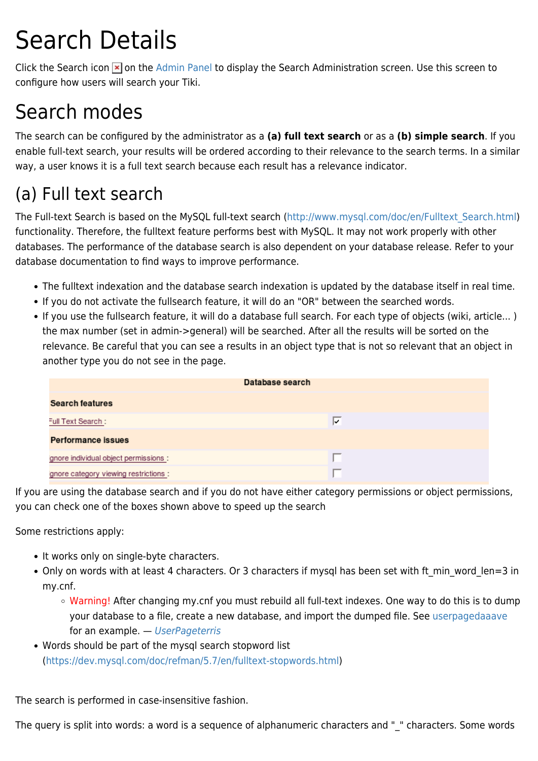# Search Details

Click the Search icon on the Admin Panel to display the Search Administration screen. Use this screen to configure how users will search your Tiki.

# Search modes

The search can be configured by the administrator as a **(a) full text search** or as a **(b) simple search**. If you enable full-text search, your results will be ordered according to their relevance to the search terms. In a similar way, a user knows it is a full text search because each result has a relevance indicator.

# (a) Full text search

The Full-text Search is based on the MySQL full-text search (http://www.mysql.com/doc/en/Fulltext_Search.html) functionality. Therefore, the fulltext feature performs best with MySQL. It may not work properly with other databases. The performance of the database search is also dependent on your database release. Refer to your database documentation to find ways to improve performance.

- The fulltext indexation and the database search indexation is updated by the database itself in real time.
- If you do not activate the fullsearch feature, it will do an "OR" between the searched words.
- If you use the fullsearch feature, it will do a database full search. For each type of objects (wiki, article... ) the max number (set in admin->general) will be searched. After all the results will be sorted on the relevance. Be careful that you can see a results in an object type that is not so relevant that an object in another type you do not see in the page.

| Database search | |
|---|---|
| **Search features** | |
| Full Text Search : | ☑ |
| **Performance issues** | |
| Ignore individual object permissions : | ☐ |
| Ignore category viewing restrictions : | ☐ |

If you are using the database search and if you do not have either category permissions or object permissions, you can check one of the boxes shown above to speed up the search

Some restrictions apply:

- It works only on single-byte characters.
- Only on words with at least 4 characters. Or 3 characters if mysql has been set with ft_min_word_len=3 in my.cnf.
  - Warning! After changing my.cnf you must rebuild all full-text indexes. One way to do this is to dump your database to a file, create a new database, and import the dumped file. See userpagedaaave for an example. — *UserPageterris*
- Words should be part of the mysql search stopword list (https://dev.mysql.com/doc/refman/5.7/en/fulltext-stopwords.html)

The search is performed in case-insensitive fashion.

The query is split into words: a word is a sequence of alphanumeric characters and "_" characters. Some words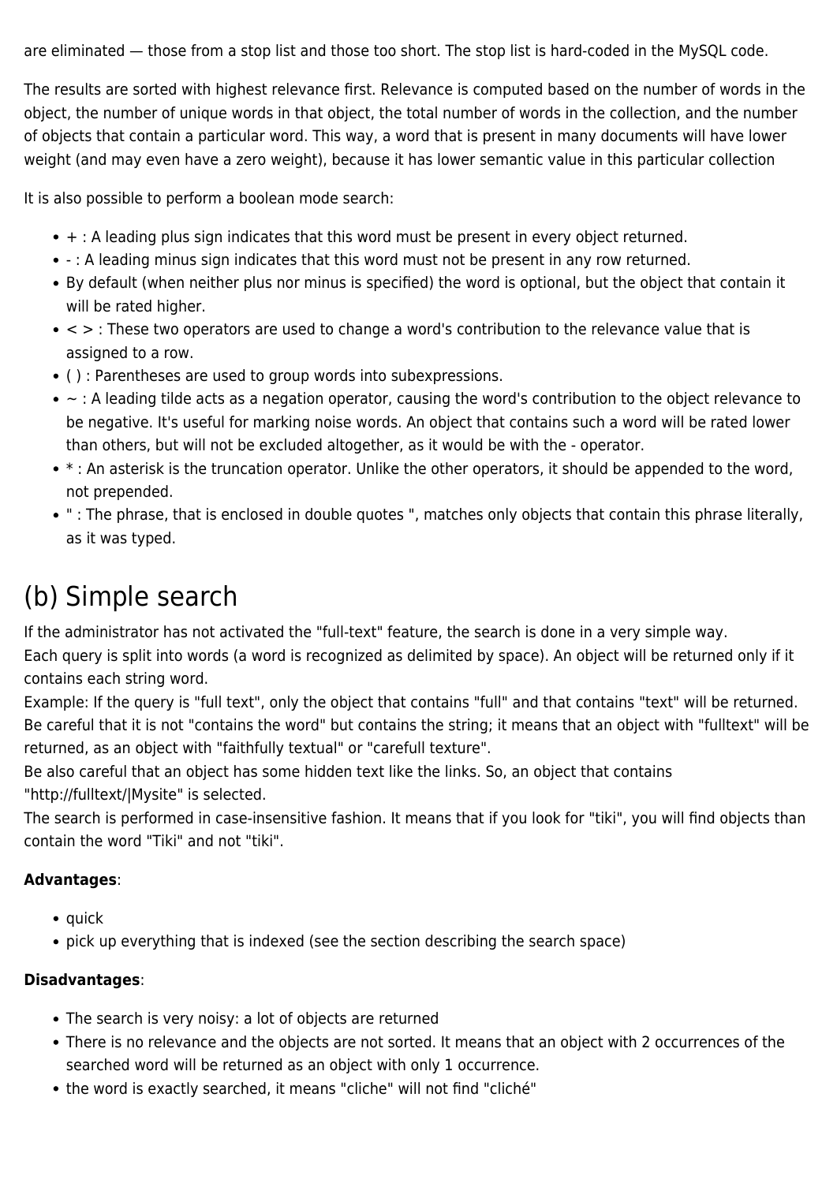are eliminated — those from a stop list and those too short. The stop list is hard-coded in the MySQL code.

The results are sorted with highest relevance first. Relevance is computed based on the number of words in the object, the number of unique words in that object, the total number of words in the collection, and the number of objects that contain a particular word. This way, a word that is present in many documents will have lower weight (and may even have a zero weight), because it has lower semantic value in this particular collection

It is also possible to perform a boolean mode search:

- + : A leading plus sign indicates that this word must be present in every object returned.
- - : A leading minus sign indicates that this word must not be present in any row returned.
- By default (when neither plus nor minus is specified) the word is optional, but the object that contain it will be rated higher.
- < > : These two operators are used to change a word's contribution to the relevance value that is assigned to a row.
- ( ) : Parentheses are used to group words into subexpressions.
- ~ : A leading tilde acts as a negation operator, causing the word's contribution to the object relevance to be negative. It's useful for marking noise words. An object that contains such a word will be rated lower than others, but will not be excluded altogether, as it would be with the - operator.
- * : An asterisk is the truncation operator. Unlike the other operators, it should be appended to the word, not prepended.
- " : The phrase, that is enclosed in double quotes ", matches only objects that contain this phrase literally, as it was typed.

# (b) Simple search

If the administrator has not activated the "full-text" feature, the search is done in a very simple way.
Each query is split into words (a word is recognized as delimited by space). An object will be returned only if it contains each string word.
Example: If the query is "full text", only the object that contains "full" and that contains "text" will be returned.
Be careful that it is not "contains the word" but contains the string; it means that an object with "fulltext" will be returned, as an object with "faithfully textual" or "carefull texture".
Be also careful that an object has some hidden text like the links. So, an object that contains "http://fulltext/|Mysite" is selected.
The search is performed in case-insensitive fashion. It means that if you look for "tiki", you will find objects than contain the word "Tiki" and not "tiki".

**Advantages**:

- quick
- pick up everything that is indexed (see the section describing the search space)

**Disadvantages**:

- The search is very noisy: a lot of objects are returned
- There is no relevance and the objects are not sorted. It means that an object with 2 occurrences of the searched word will be returned as an object with only 1 occurrence.
- the word is exactly searched, it means "cliche" will not find "cliché"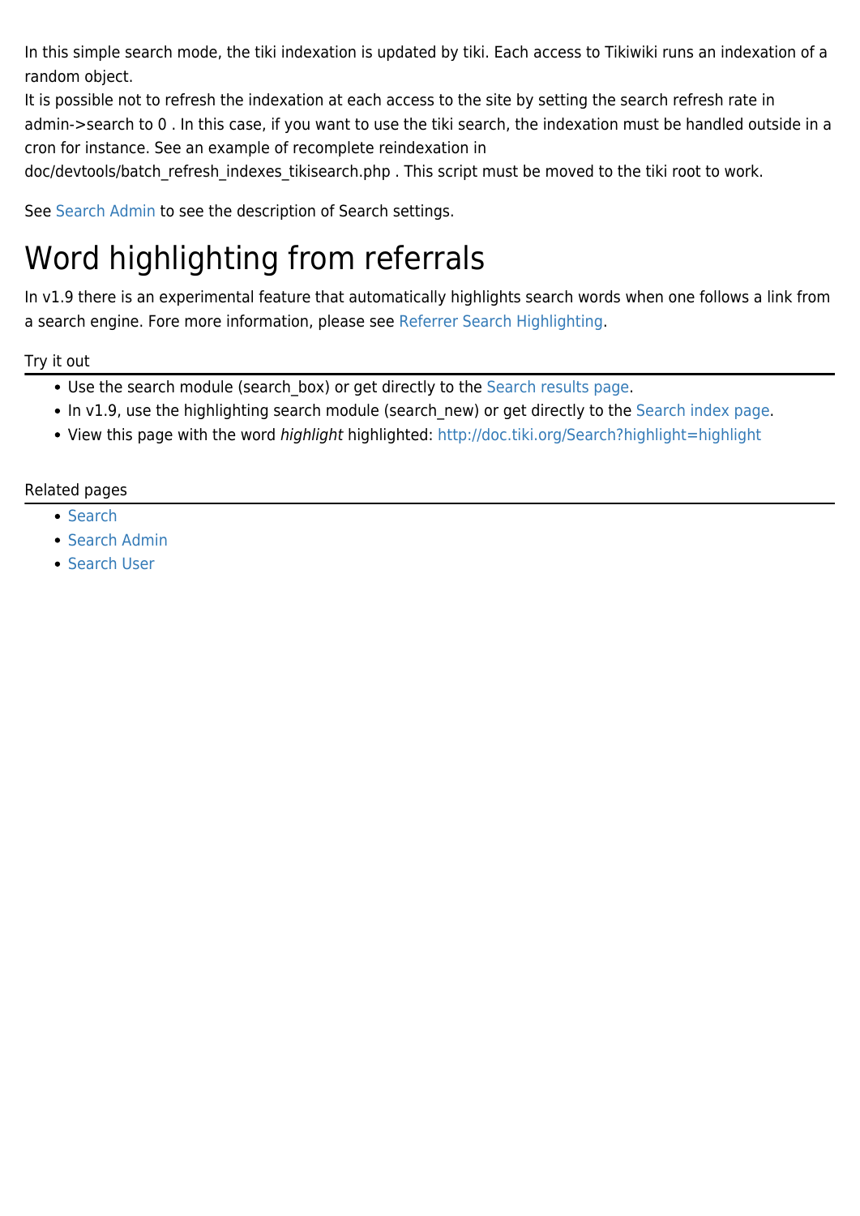In this simple search mode, the tiki indexation is updated by tiki. Each access to Tikiwiki runs an indexation of a random object.
It is possible not to refresh the indexation at each access to the site by setting the search refresh rate in admin->search to 0 . In this case, if you want to use the tiki search, the indexation must be handled outside in a cron for instance. See an example of recomplete reindexation in doc/devtools/batch_refresh_indexes_tikisearch.php . This script must be moved to the tiki root to work.

See Search Admin to see the description of Search settings.

# Word highlighting from referrals

In v1.9 there is an experimental feature that automatically highlights search words when one follows a link from a search engine. Fore more information, please see Referrer Search Highlighting.

Try it out

- Use the search module (search_box) or get directly to the Search results page.
- In v1.9, use the highlighting search module (search_new) or get directly to the Search index page.
- View this page with the word *highlight* highlighted: http://doc.tiki.org/Search?highlight=highlight

Related pages

- Search
- Search Admin
- Search User